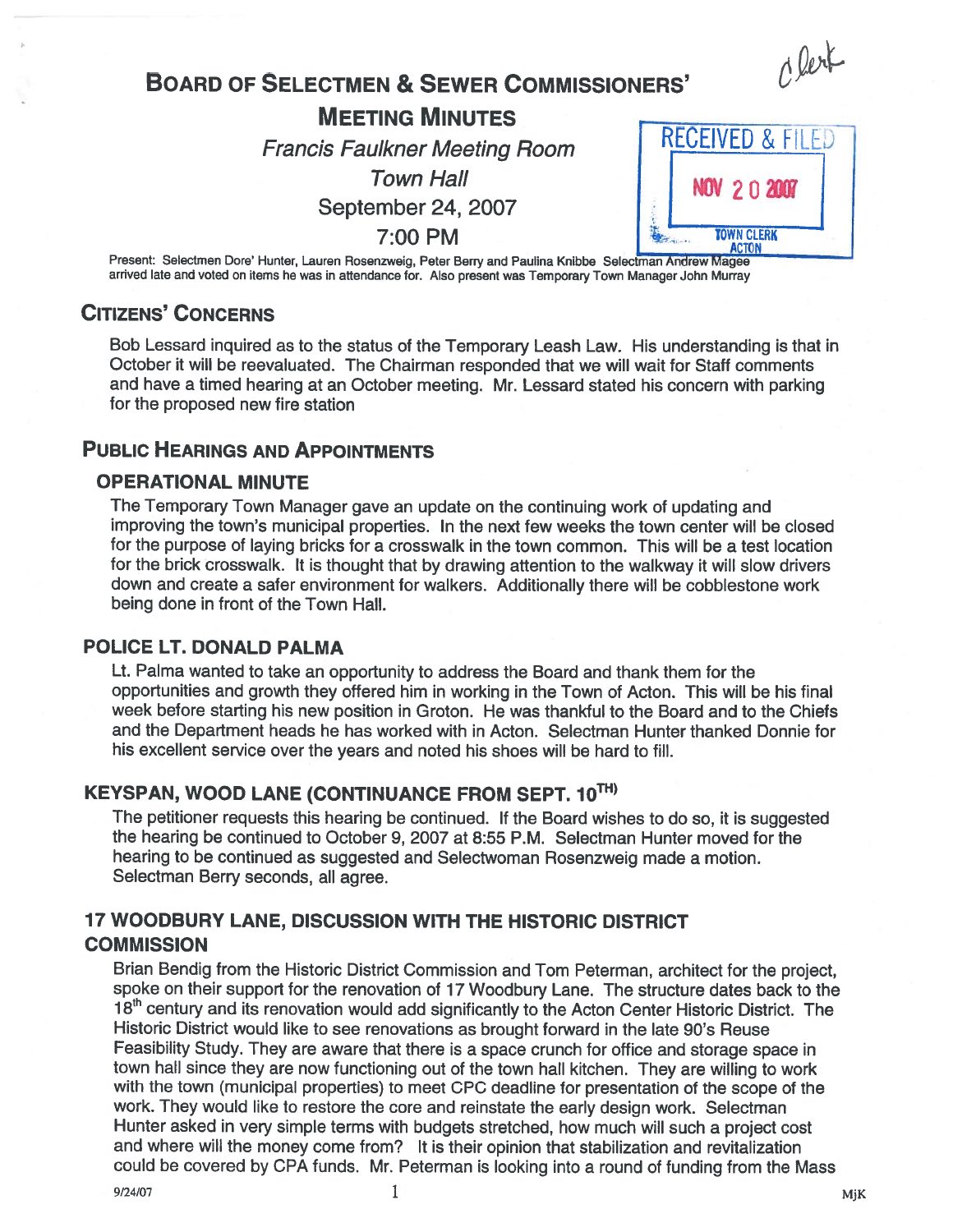# Board of Selectmen & Sewer Commissioners' Meeting Minutes

*Francis Faulkner Meeting Room*

*Town Hall*

September 24, 2007

7:00 PM

RECEIVED & FILED NOV 20 2007 TOWN CLERK ACTON

Present: Selectmen Dore' Hunter, Lauren Rosenzweig, Peter Berry and Paulina Knibbe Selectman Andrew Magee arrived late and voted on items he was in attendance for. Also present was Temporary Town Manager John Murray

## Citizens' Concerns

Bob Lessard inquired as to the status of the Temporary Leash Law. His understanding is that in October it will be reevaluated. The Chairman responded that we will wait for Staff comments and have a timed hearing at an October meeting. Mr. Lessard stated his concern with parking for the proposed new fire station

## Public Hearings and Appointments

### OPERATIONAL MINUTE

The Temporary Town Manager gave an update on the continuing work of updating and improving the town's municipal properties. In the next few weeks the town center will be closed for the purpose of laying bricks for a crosswalk in the town common. This will be a test location for the brick crosswalk. It is thought that by drawing attention to the walkway it will slow drivers down and create a safer environment for walkers. Additionally there will be cobblestone work being done in front of the Town Hall.

### POLICE LT. DONALD PALMA

Lt. Palma wanted to take an opportunity to address the Board and thank them for the opportunities and growth they offered him in working in the Town of Acton. This will be his final week before starting his new position in Groton. He was thankful to the Board and to the Chiefs and the Department heads he has worked with in Acton. Selectman Hunter thanked Donnie for his excellent service over the years and noted his shoes will be hard to fill.

### KEYSPAN, WOOD LANE (CONTINUANCE FROM SEPT. 10TH)

The petitioner requests this hearing be continued. If the Board wishes to do so, it is suggested the hearing be continued to October 9, 2007 at 8:55 P.M. Selectman Hunter moved for the hearing to be continued as suggested and Selectwoman Rosenzweig made a motion. Selectman Berry seconds, all agree.

### 17 WOODBURY LANE, DISCUSSION WITH THE HISTORIC DISTRICT COMMISSION

Brian Bendig from the Historic District Commission and Tom Peterman, architect for the project, spoke on their support for the renovation of 17 Woodbury Lane. The structure dates back to the 18th century and its renovation would add significantly to the Acton Center Historic District. The Historic District would like to see renovations as brought forward in the late 90's Reuse Feasibility Study. They are aware that there is a space crunch for office and storage space in town hall since they are now functioning out of the town hall kitchen. They are willing to work with the town (municipal properties) to meet CPC deadline for presentation of the scope of the work. They would like to restore the core and reinstate the early design work. Selectman Hunter asked in very simple terms with budgets stretched, how much will such a project cost and where will the money come from? It is their opinion that stabilization and revitalization could be covered by CPA funds. Mr. Peterman is looking into a round of funding from the Mass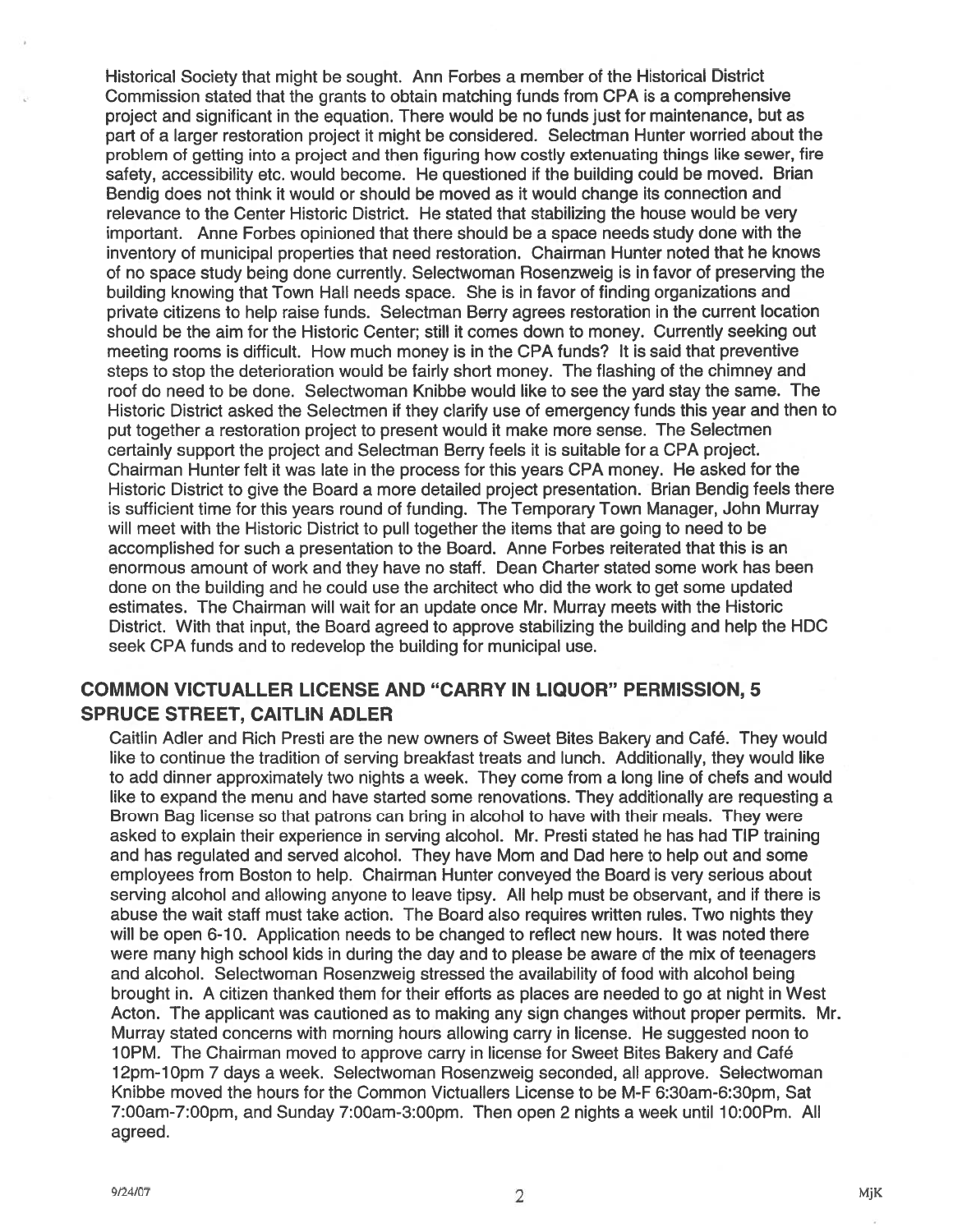Historical Society that might be sought. Ann Forbes a member of the Historical District Commission stated that the grants to obtain matching funds from CPA is a comprehensive project and significant in the equation. There would be no funds just for maintenance, but as part of a larger restoration project it might be considered. Selectman Hunter worried about the problem of getting into a project and then figuring how costly extenuating things like sewer, fire safety, accessibility etc. would become. He questioned if the building could be moved. Brian Bendig does not think it would or should be moved as it would change its connection and relevance to the Center Historic District. He stated that stabilizing the house would be very important. Anne Forbes opinioned that there should be a space needs study done with the inventory of municipal properties that need restoration. Chairman Hunter noted that he knows of no space study being done currently. Selectwoman Rosenzweig is in favor of preserving the building knowing that Town Hall needs space. She is in favor of finding organizations and private citizens to help raise funds. Selectman Berry agrees restoration in the current location should be the aim for the Historic Center; still it comes down to money. Currently seeking out meeting rooms is difficult. How much money is in the CPA funds? It is said that preventive steps to stop the deterioration would be fairly short money. The flashing of the chimney and roof do need to be done. Selectwoman Knibbe would like to see the yard stay the same. The Historic District asked the Selectmen if they clarify use of emergency funds this year and then to put together a restoration project to present would it make more sense. The Selectmen certainly support the project and Selectman Berry feels it is suitable for a CPA project. Chairman Hunter felt it was late in the process for this years CPA money. He asked for the Historic District to give the Board a more detailed project presentation. Brian Bendig feels there is sufficient time for this years round of funding. The Temporary Town Manager, John Murray will meet with the Historic District to pull together the items that are going to need to be accomplished for such a presentation to the Board. Anne Forbes reiterated that this is an enormous amount of work and they have no staff. Dean Charter stated some work has been done on the building and he could use the architect who did the work to get some updated estimates. The Chairman will wait for an update once Mr. Murray meets with the Historic District. With that input, the Board agreed to approve stabilizing the building and help the HDC seek CPA funds and to redevelop the building for municipal use.

## COMMON VICTUALLER LICENSE AND "CARRY IN LIQUOR" PERMISSION, 5 SPRUCE STREET, CAITLIN ADLER

Caitlin Adler and Rich Presti are the new owners of Sweet Bites Bakery and Café. They would like to continue the tradition of serving breakfast treats and lunch. Additionally, they would like to add dinner approximately two nights a week. They come from a long line of chefs and would like to expand the menu and have started some renovations. They additionally are requesting a Brown Bag license so that patrons can bring in alcohol to have with their meals. They were asked to explain their experience in serving alcohol. Mr. Presti stated he has had TIP training and has regulated and served alcohol. They have Mom and Dad here to help out and some employees from Boston to help. Chairman Hunter conveyed the Board is very serious about serving alcohol and allowing anyone to leave tipsy. All help must be observant, and if there is abuse the wait staff must take action. The Board also requires written rules. Two nights they will be open 6-10. Application needs to be changed to reflect new hours. It was noted there were many high school kids in during the day and to please be aware of the mix of teenagers and alcohol. Selectwoman Rosenzweig stressed the availability of food with alcohol being brought in. A citizen thanked them for their efforts as places are needed to go at night in West Acton. The applicant was cautioned as to making any sign changes without proper permits. Mr. Murray stated concerns with morning hours allowing carry in license. He suggested noon to 10PM. The Chairman moved to approve carry in license for Sweet Bites Bakery and Café 12pm-10pm 7 days a week. Selectwoman Rosenzweig seconded, all approve. Selectwoman Knibbe moved the hours for the Common Victuallers License to be M-F 6:30am-6:30pm, Sat 7:00am-7:00pm, and Sunday 7:00am-3:00pm. Then open 2 nights a week until 10:00Pm. All agreed.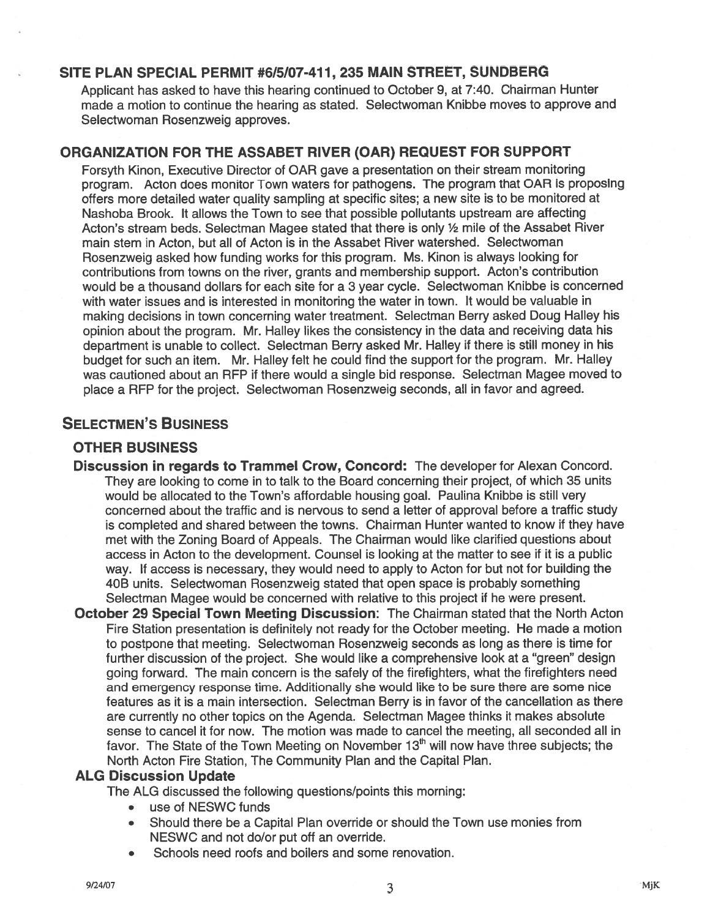## SITE PLAN SPECIAL PERMIT #6/5/07-411, 235 MAIN STREET, SUNDBERG

Applicant has asked to have this hearing continued to October 9, at 7:40. Chairman Hunter made a motion to continue the hearing as stated. Selectwoman Knibbe moves to approve and Selectwoman Rosenzweig approves.

## ORGANIZATION FOR THE ASSABET RIVER (OAR) REQUEST FOR SUPPORT

Forsyth Kinon, Executive Director of OAR gave a presentation on their stream monitoring program. Acton does monitor Town waters for pathogens. The program that OAR is proposing offers more detailed water quality sampling at specific sites; a new site is to be monitored at Nashoba Brook. It allows the Town to see that possible pollutants upstream are affecting Acton's stream beds. Selectman Magee stated that there is only ½ mile of the Assabet River main stem in Acton, but all of Acton is in the Assabet River watershed. Selectwoman Rosenzweig asked how funding works for this program. Ms. Kinon is always looking for contributions from towns on the river, grants and membership support. Acton's contribution would be a thousand dollars for each site for a 3 year cycle. Selectwoman Knibbe is concerned with water issues and is interested in monitoring the water in town. It would be valuable in making decisions in town concerning water treatment. Selectman Berry asked Doug Halley his opinion about the program. Mr. Halley likes the consistency in the data and receiving data his department is unable to collect. Selectman Berry asked Mr. Halley if there is still money in his budget for such an item. Mr. Halley felt he could find the support for the program. Mr. Halley was cautioned about an RFP if there would a single bid response. Selectman Magee moved to place a RFP for the project. Selectwoman Rosenzweig seconds, all in favor and agreed.

## SELECTMEN'S BUSINESS

### OTHER BUSINESS

**Discussion in regards to Trammel Crow, Concord:** The developer for Alexan Concord. They are looking to come in to talk to the Board concerning their project, of which 35 units would be allocated to the Town's affordable housing goal. Paulina Knibbe is still very concerned about the traffic and is nervous to send a letter of approval before a traffic study is completed and shared between the towns. Chairman Hunter wanted to know if they have met with the Zoning Board of Appeals. The Chairman would like clarified questions about access in Acton to the development. Counsel is looking at the matter to see if it is a public way. If access is necessary, they would need to apply to Acton for but not for building the 40B units. Selectwoman Rosenzweig stated that open space is probably something Selectman Magee would be concerned with relative to this project if he were present.

**October 29 Special Town Meeting Discussion**: The Chairman stated that the North Acton Fire Station presentation is definitely not ready for the October meeting. He made a motion to postpone that meeting. Selectwoman Rosenzweig seconds as long as there is time for further discussion of the project. She would like a comprehensive look at a "green" design going forward. The main concern is the safely of the firefighters, what the firefighters need and emergency response time. Additionally she would like to be sure there are some nice features as it is a main intersection. Selectman Berry is in favor of the cancellation as there are currently no other topics on the Agenda. Selectman Magee thinks it makes absolute sense to cancel it for now. The motion was made to cancel the meeting, all seconded all in favor. The State of the Town Meeting on November 13th will now have three subjects; the North Acton Fire Station, The Community Plan and the Capital Plan.

### ALG Discussion Update

The ALG discussed the following questions/points this morning:

- use of NESWC funds
- Should there be a Capital Plan override or should the Town use monies from NESWC and not do/or put off an override.
- Schools need roofs and boilers and some renovation.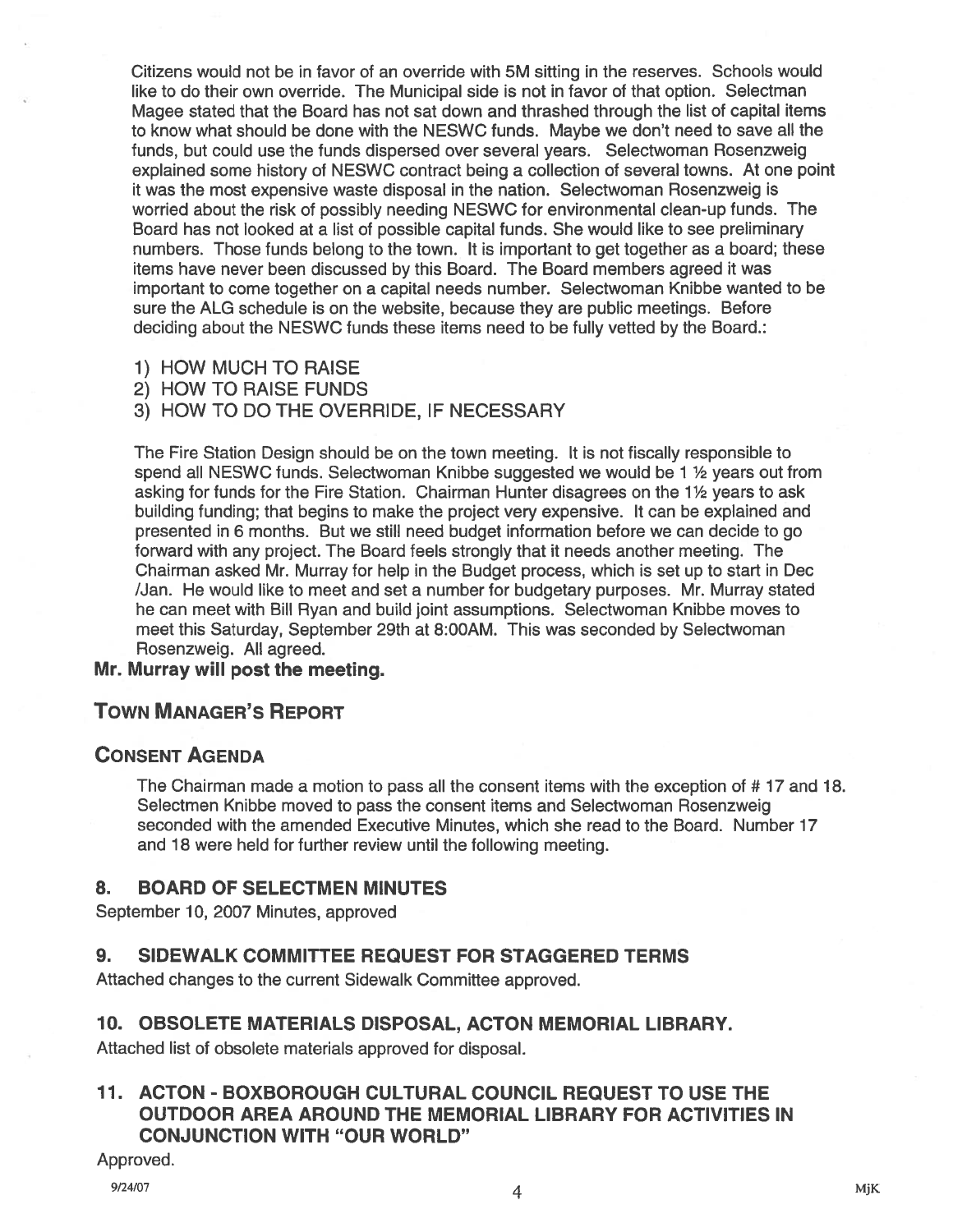Citizens would not be in favor of an override with 5M sitting in the reserves. Schools would like to do their own override. The Municipal side is not in favor of that option. Selectman Magee stated that the Board has not sat down and thrashed through the list of capital items to know what should be done with the NESWC funds. Maybe we don't need to save all the funds, but could use the funds dispersed over several years. Selectwoman Rosenzweig explained some history of NESWC contract being a collection of several towns. At one point it was the most expensive waste disposal in the nation. Selectwoman Rosenzweig is worried about the risk of possibly needing NESWC for environmental clean-up funds. The Board has not looked at a list of possible capital funds. She would like to see preliminary numbers. Those funds belong to the town. It is important to get together as a board; these items have never been discussed by this Board. The Board members agreed it was important to come together on a capital needs number. Selectwoman Knibbe wanted to be sure the ALG schedule is on the website, because they are public meetings. Before deciding about the NESWC funds these items need to be fully vetted by the Board.:

1) HOW MUCH TO RAISE
2) HOW TO RAISE FUNDS
3) HOW TO DO THE OVERRIDE, IF NECESSARY

The Fire Station Design should be on the town meeting. It is not fiscally responsible to spend all NESWC funds. Selectwoman Knibbe suggested we would be 1 ½ years out from asking for funds for the Fire Station. Chairman Hunter disagrees on the 1½ years to ask building funding; that begins to make the project very expensive. It can be explained and presented in 6 months. But we still need budget information before we can decide to go forward with any project. The Board feels strongly that it needs another meeting. The Chairman asked Mr. Murray for help in the Budget process, which is set up to start in Dec /Jan. He would like to meet and set a number for budgetary purposes. Mr. Murray stated he can meet with Bill Ryan and build joint assumptions. Selectwoman Knibbe moves to meet this Saturday, September 29th at 8:00AM. This was seconded by Selectwoman Rosenzweig. All agreed.

**Mr. Murray will post the meeting.**

## Town Manager's Report

## Consent Agenda

The Chairman made a motion to pass all the consent items with the exception of # 17 and 18. Selectmen Knibbe moved to pass the consent items and Selectwoman Rosenzweig seconded with the amended Executive Minutes, which she read to the Board. Number 17 and 18 were held for further review until the following meeting.

### 8. BOARD OF SELECTMEN MINUTES

September 10, 2007 Minutes, approved

### 9. SIDEWALK COMMITTEE REQUEST FOR STAGGERED TERMS

Attached changes to the current Sidewalk Committee approved.

### 10. OBSOLETE MATERIALS DISPOSAL, ACTON MEMORIAL LIBRARY.

Attached list of obsolete materials approved for disposal.

### 11. ACTON - BOXBOROUGH CULTURAL COUNCIL REQUEST TO USE THE OUTDOOR AREA AROUND THE MEMORIAL LIBRARY FOR ACTIVITIES IN CONJUNCTION WITH "OUR WORLD"

Approved.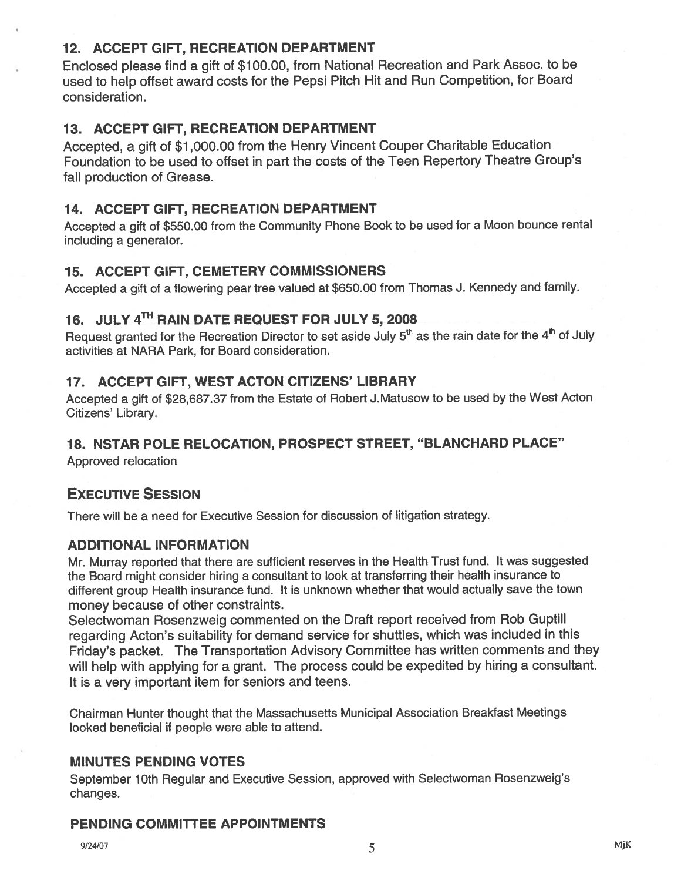## 12. ACCEPT GIFT, RECREATION DEPARTMENT

Enclosed please find a gift of $100.00, from National Recreation and Park Assoc. to be used to help offset award costs for the Pepsi Pitch Hit and Run Competition, for Board consideration.

## 13. ACCEPT GIFT, RECREATION DEPARTMENT

Accepted, a gift of $1,000.00 from the Henry Vincent Couper Charitable Education Foundation to be used to offset in part the costs of the Teen Repertory Theatre Group's fall production of Grease.

## 14. ACCEPT GIFT, RECREATION DEPARTMENT

Accepted a gift of $550.00 from the Community Phone Book to be used for a Moon bounce rental including a generator.

## 15. ACCEPT GIFT, CEMETERY COMMISSIONERS

Accepted a gift of a flowering pear tree valued at $650.00 from Thomas J. Kennedy and family.

## 16. JULY 4TH RAIN DATE REQUEST FOR JULY 5, 2008

Request granted for the Recreation Director to set aside July 5th as the rain date for the 4th of July activities at NARA Park, for Board consideration.

## 17. ACCEPT GIFT, WEST ACTON CITIZENS' LIBRARY

Accepted a gift of $28,687.37 from the Estate of Robert J.Matusow to be used by the West Acton Citizens' Library.

## 18. NSTAR POLE RELOCATION, PROSPECT STREET, "BLANCHARD PLACE"

Approved relocation

## EXECUTIVE SESSION

There will be a need for Executive Session for discussion of litigation strategy.

## ADDITIONAL INFORMATION

Mr. Murray reported that there are sufficient reserves in the Health Trust fund. It was suggested the Board might consider hiring a consultant to look at transferring their health insurance to different group Health insurance fund. It is unknown whether that would actually save the town money because of other constraints.

Selectwoman Rosenzweig commented on the Draft report received from Rob Guptill regarding Acton's suitability for demand service for shuttles, which was included in this Friday's packet. The Transportation Advisory Committee has written comments and they will help with applying for a grant. The process could be expedited by hiring a consultant. It is a very important item for seniors and teens.

Chairman Hunter thought that the Massachusetts Municipal Association Breakfast Meetings looked beneficial if people were able to attend.

## MINUTES PENDING VOTES

September 10th Regular and Executive Session, approved with Selectwoman Rosenzweig's changes.

## PENDING COMMITTEE APPOINTMENTS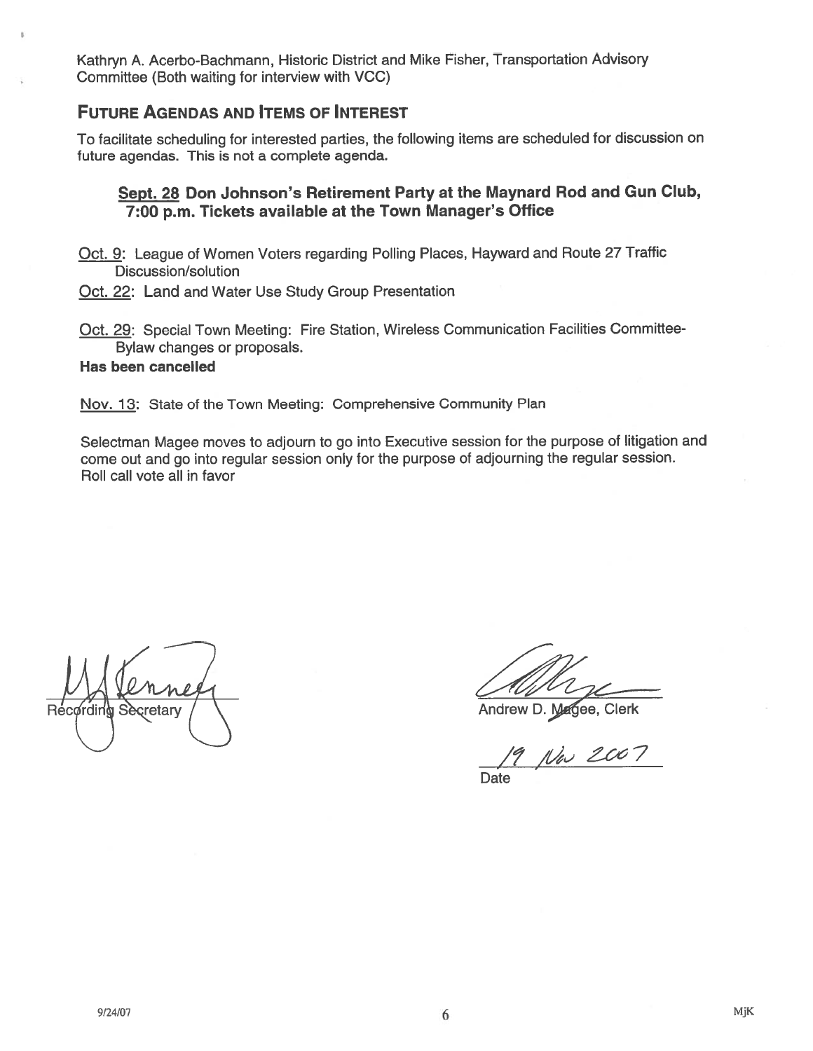Kathryn A. Acerbo-Bachmann, Historic District and Mike Fisher, Transportation Advisory Committee (Both waiting for interview with VCC)

## Future Agendas and Items of Interest

To facilitate scheduling for interested parties, the following items are scheduled for discussion on future agendas. This is not a complete agenda.

**Sept. 28 Don Johnson's Retirement Party at the Maynard Rod and Gun Club, 7:00 p.m. Tickets available at the Town Manager's Office**

Oct. 9: League of Women Voters regarding Polling Places, Hayward and Route 27 Traffic Discussion/solution

Oct. 22: Land and Water Use Study Group Presentation

Oct. 29: Special Town Meeting: Fire Station, Wireless Communication Facilities Committee-Bylaw changes or proposals.

**Has been cancelled**

Nov. 13: State of the Town Meeting: Comprehensive Community Plan

Selectman Magee moves to adjourn to go into Executive session for the purpose of litigation and come out and go into regular session only for the purpose of adjourning the regular session. Roll call vote all in favor

Recording Secretary

Andrew D. Magee, Clerk

19 Nov 2007

Date